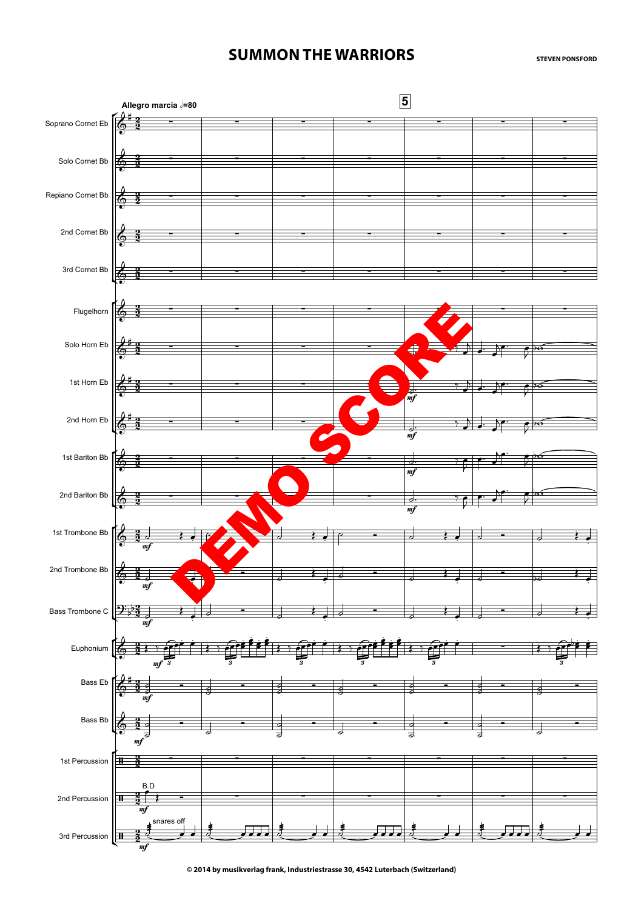# SUMMON THE WARRIORS

**STEVEN PONSFORD**

© 2014 by musikverlag frank, Industriestrasse 30, 4542 Luterbach (Switzerland)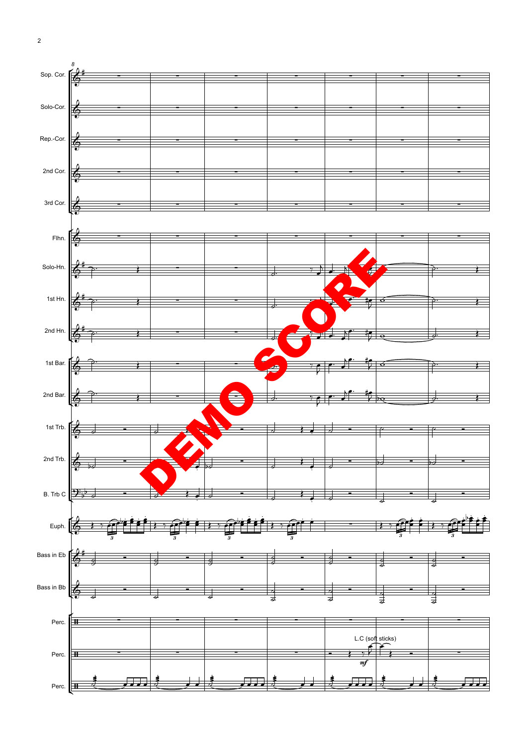8

Sop. Cor.

Solo-Cor.

Rep.-Cor.

2nd Cor.

3rd Cor.

Flhn.

Solo-Hn.

1st Hn.

2nd Hn.

1st Bar.

2nd Bar.

1st Trb.

2nd Trb.

B. Trb C

Euph.

Bass in Eb

Bass in Bb

Perc.

Perc.

L.C (soft sticks)

*mf*

Perc.

DEMO SCORE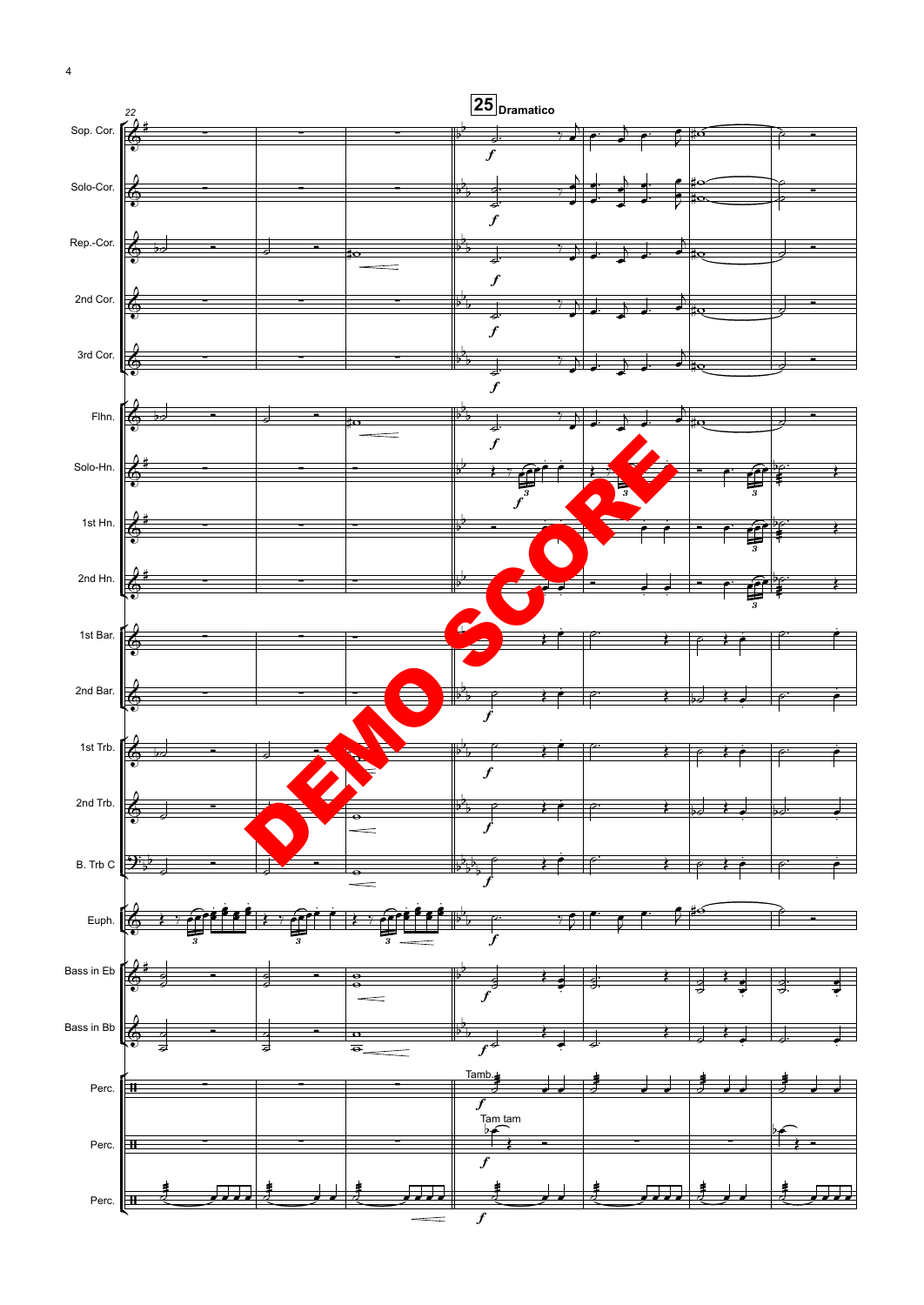**25** Dramatico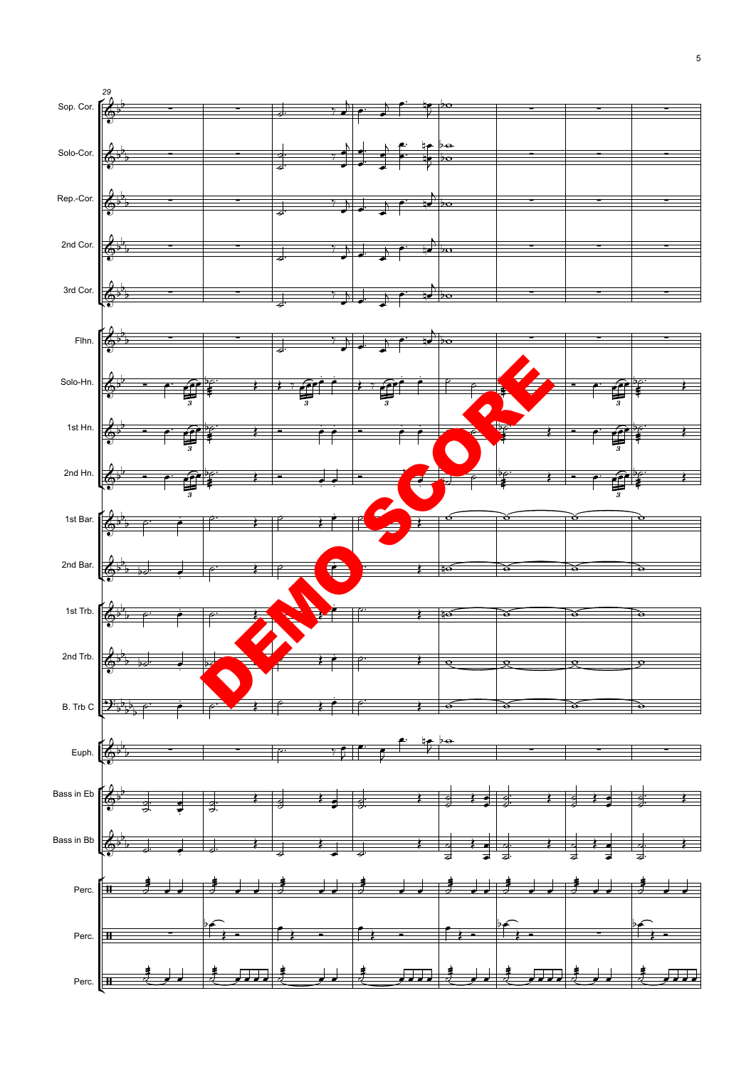29

Sop. Cor.

Solo-Cor.

Rep.-Cor.

2nd Cor.

3rd Cor.

Flhn.

Solo-Hn.

1st Hn.

2nd Hn.

1st Bar.

2nd Bar.

1st Trb.

2nd Trb.

B. Trb C

Euph.

Bass in Eb

Bass in Bb

Perc.

Perc.

Perc.

DEMO SCORE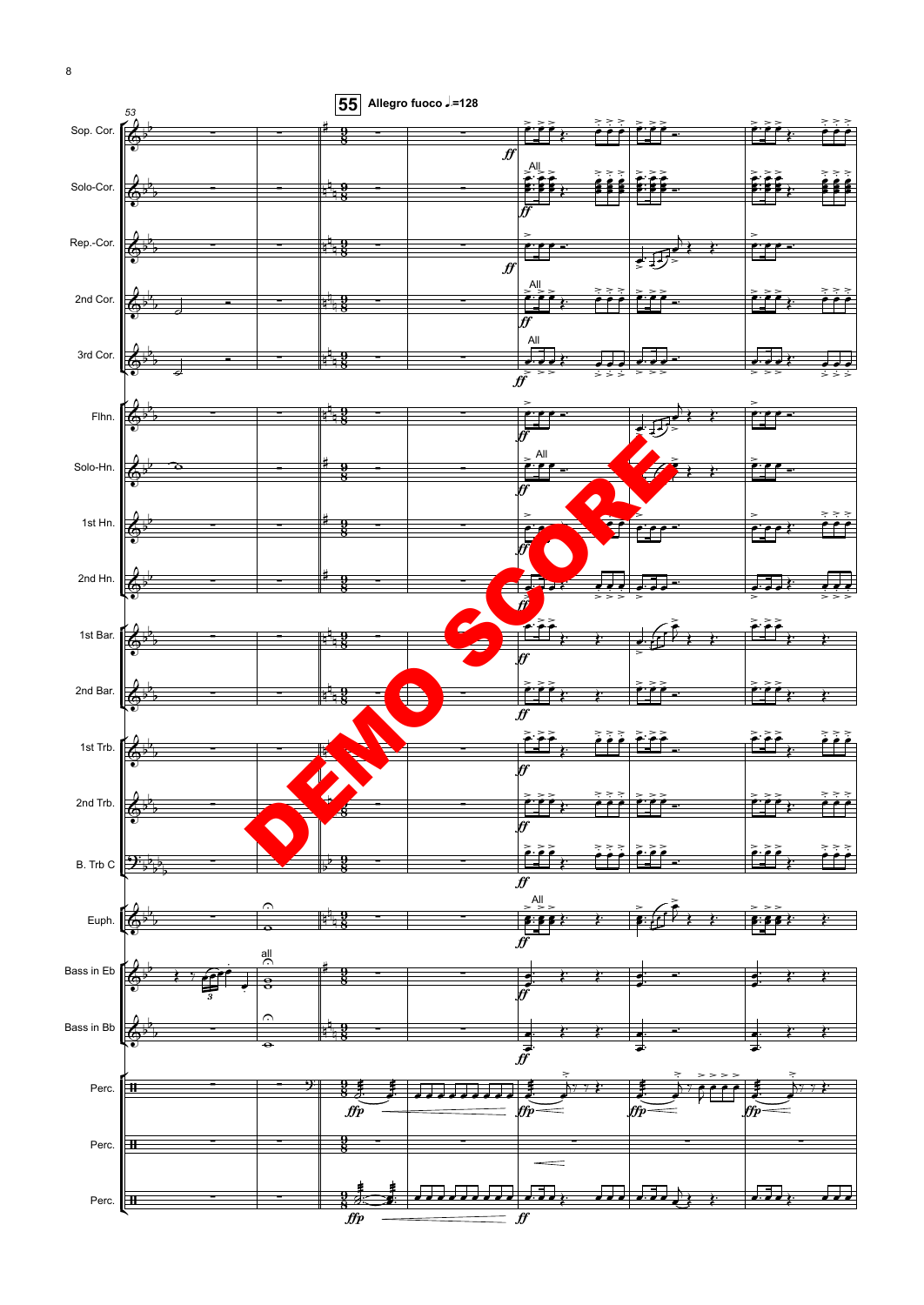**55** Allegro fuoco ♩=128

53

Sop. Cor.

Solo-Cor.

Rep.-Cor.

2nd Cor.

3rd Cor.

Flhn.

Solo-Hn.

1st Hn.

2nd Hn.

1st Bar.

2nd Bar.

1st Trb.

2nd Trb.

B. Trb C

Euph.

Bass in Eb

Bass in Bb

Perc.

Perc.

Perc.

DEMO SCORE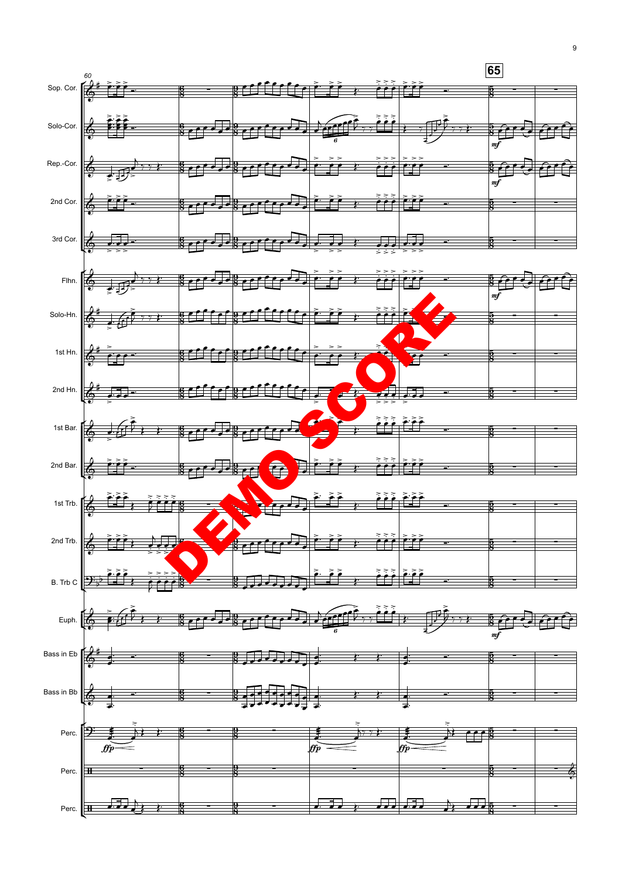60

65

Sop. Cor.

Solo-Cor.

Rep.-Cor.

2nd Cor.

3rd Cor.

Flhn.

Solo-Hn.

1st Hn.

2nd Hn.

1st Bar.

2nd Bar.

1st Trb.

2nd Trb.

B. Trb C

Euph.

Bass in Eb

Bass in Bb

Perc.

Perc.

Perc.

DEMO SCORE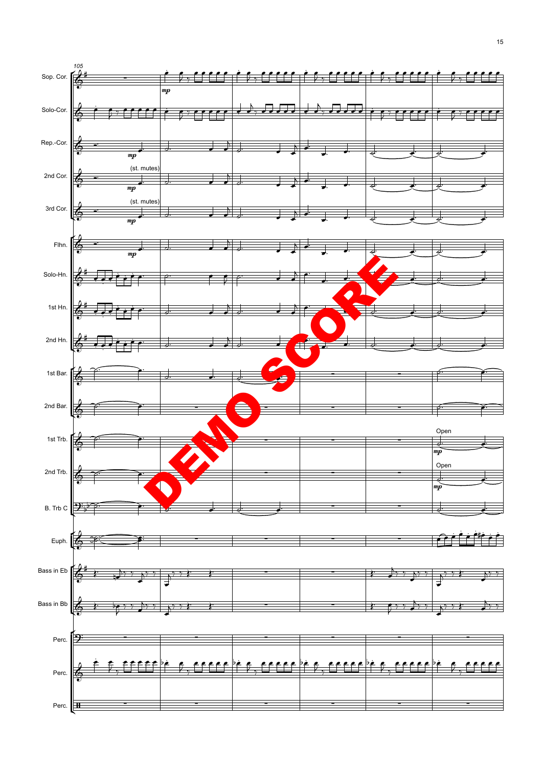105

Sop. Cor.

*mp*

Solo-Cor.

Rep.-Cor.

*mp*

2nd Cor.

(st. mutes)

*mp*

3rd Cor.

(st. mutes)

*mp*

Flhn.

*mp*

Solo-Hn.

1st Hn.

2nd Hn.

1st Bar.

2nd Bar.

1st Trb.

Open

*mp*

2nd Trb.

Open

*mp*

B. Trb C

Euph.

Bass in Eb

Bass in Bb

Perc.

Perc.

Perc.

DEMO SCORE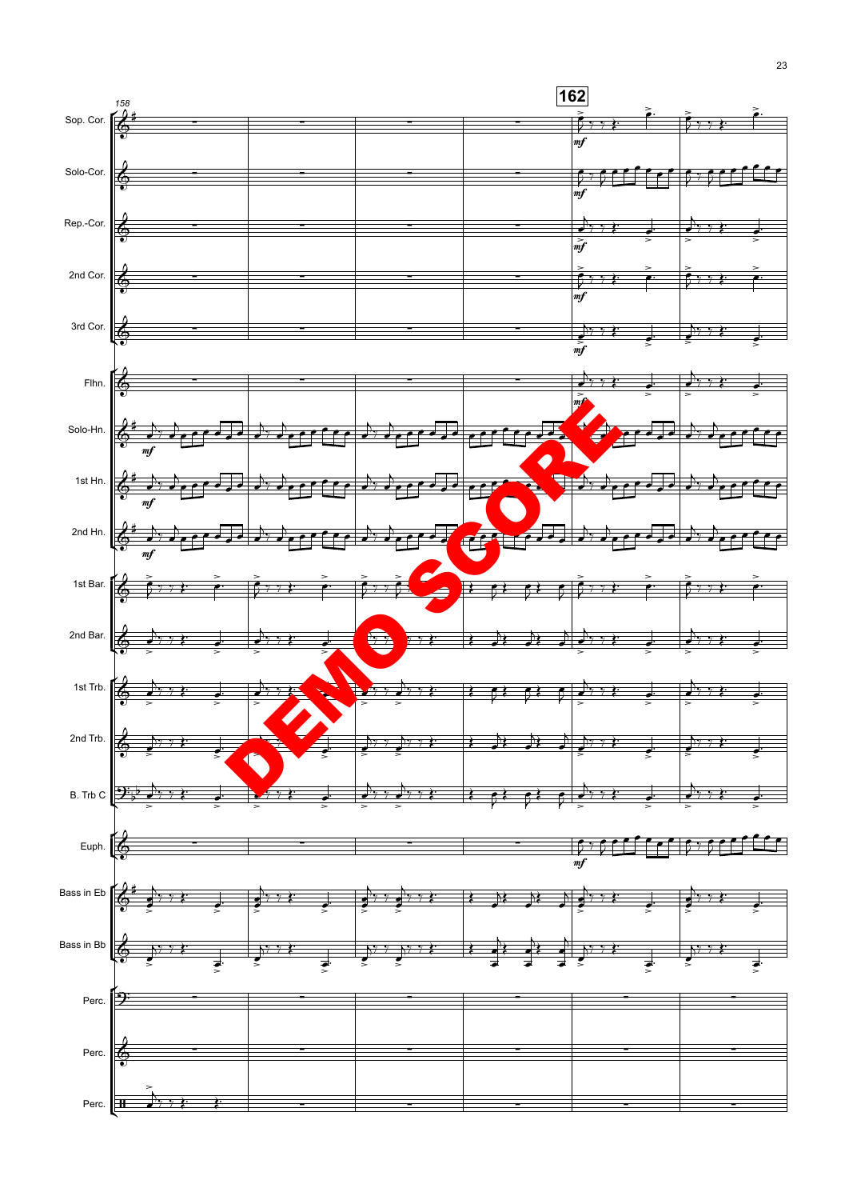158

162

Sop. Cor.

Solo-Cor.

Rep.-Cor.

2nd Cor.

3rd Cor.

Flhn.

Solo-Hn.

1st Hn.

2nd Hn.

1st Bar.

2nd Bar.

1st Trb.

2nd Trb.

B. Trb C

Euph.

Bass in Eb

Bass in Bb

Perc.

Perc.

Perc.

DEMO SCORE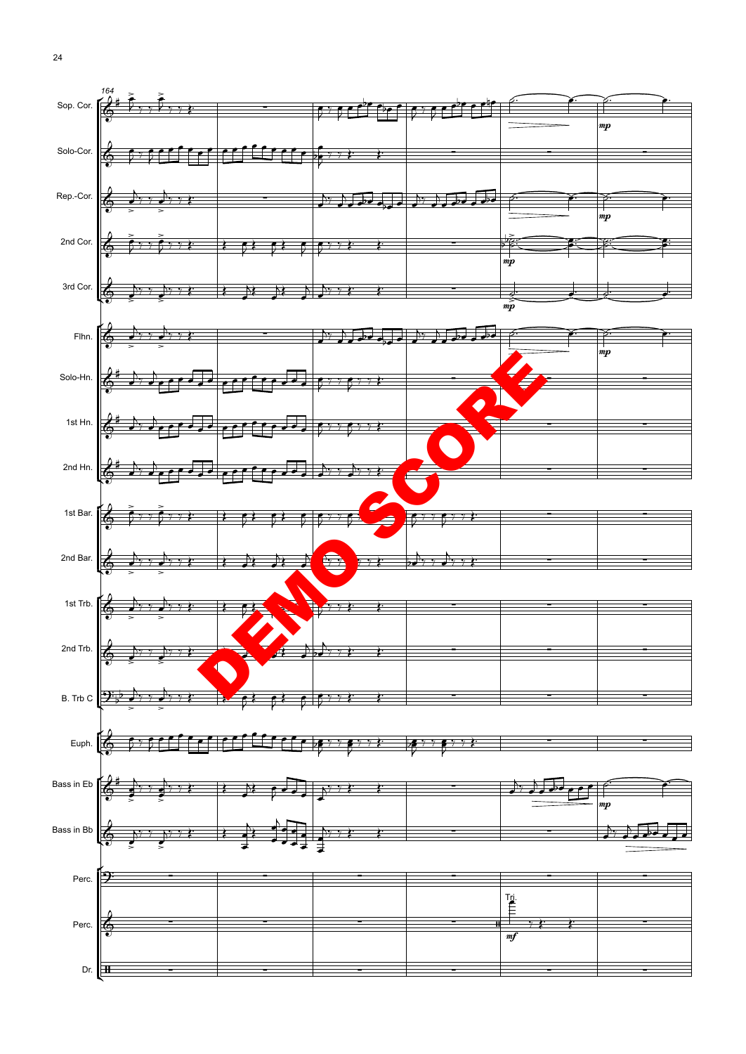164

Sop. Cor.

Solo-Cor.

Rep.-Cor.

2nd Cor.

3rd Cor.

Flhn.

Solo-Hn.

1st Hn.

2nd Hn.

1st Bar.

2nd Bar.

1st Trb.

2nd Trb.

B. Trb C

Euph.

Bass in Eb

Bass in Bb

Perc.

Perc.

Dr.

DEMO SCORE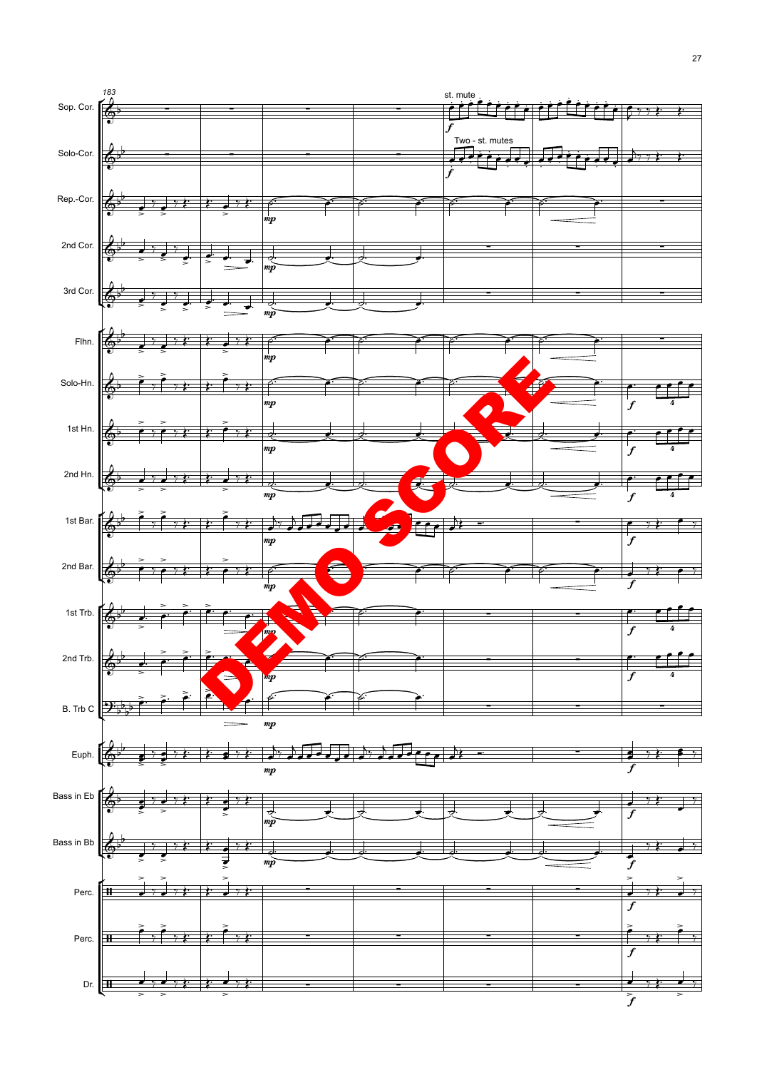183

Sop. Cor. — st. mute

Solo-Cor. — Two - st. mutes

Rep.-Cor.

2nd Cor.

3rd Cor.

Flhn.

Solo-Hn.

1st Hn.

2nd Hn.

1st Bar.

2nd Bar.

1st Trb.

2nd Trb.

B. Trb C

Euph.

Bass in Eb

Bass in Bb

Perc.

Perc.

Dr.

DEMO SCORE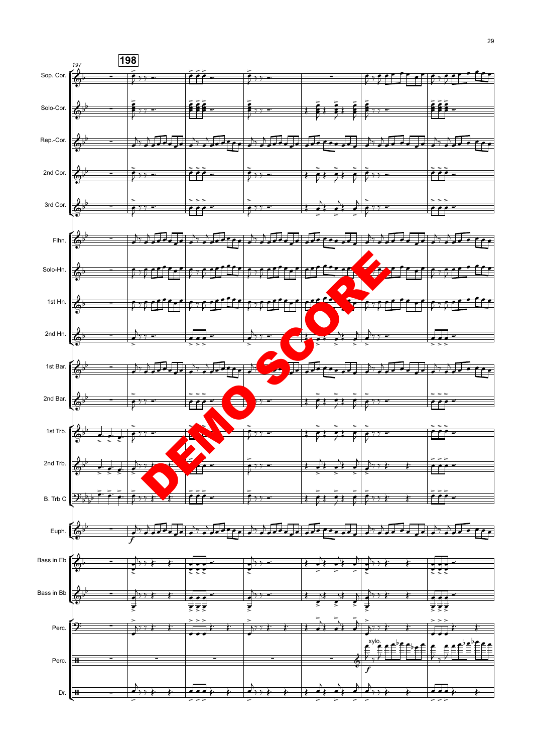197

198

Sop. Cor.

Solo-Cor.

Rep.-Cor.

2nd Cor.

3rd Cor.

Flhn.

Solo-Hn.

1st Hn.

2nd Hn.

1st Bar.

2nd Bar.

1st Trb.

2nd Trb.

B. Trb C

Euph.

Bass in Eb

Bass in Bb

Perc.

Perc.

Dr.

xylo.

DEMO SCORE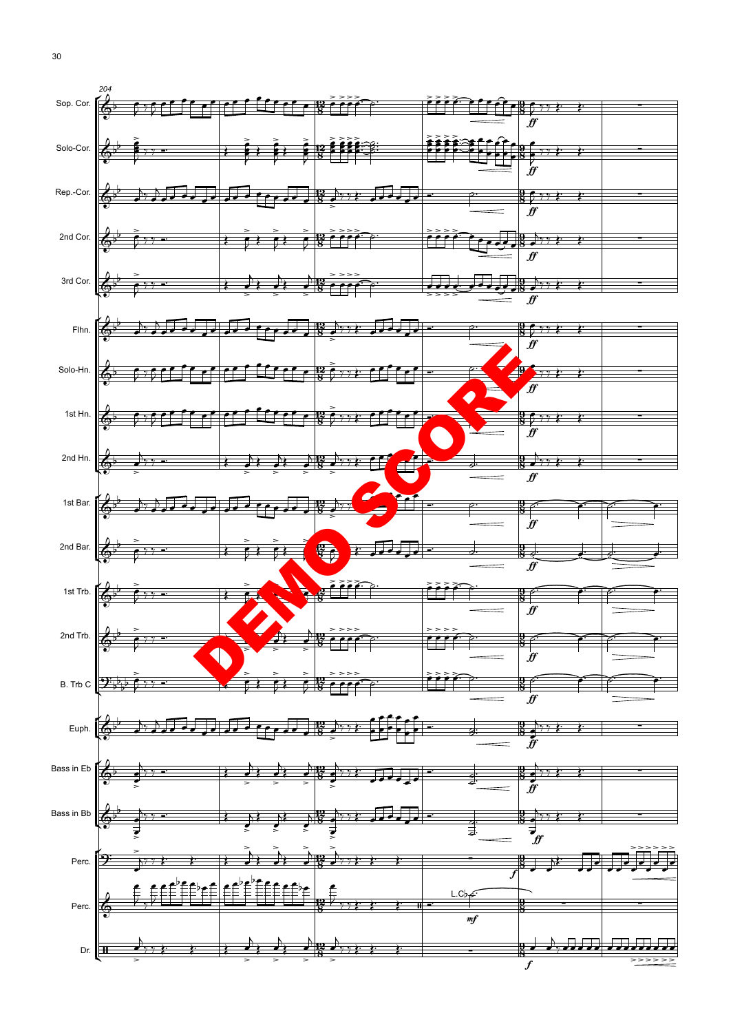204

Sop. Cor.

Solo-Cor.

Rep.-Cor.

2nd Cor.

3rd Cor.

Flhn.

Solo-Hn.

1st Hn.

2nd Hn.

1st Bar.

2nd Bar.

1st Trb.

2nd Trb.

B. Trb C

Euph.

Bass in Eb

Bass in Bb

Perc.

Perc.

Dr.

L.Cb

*ff*

*mf*

*f*

DEMO SCORE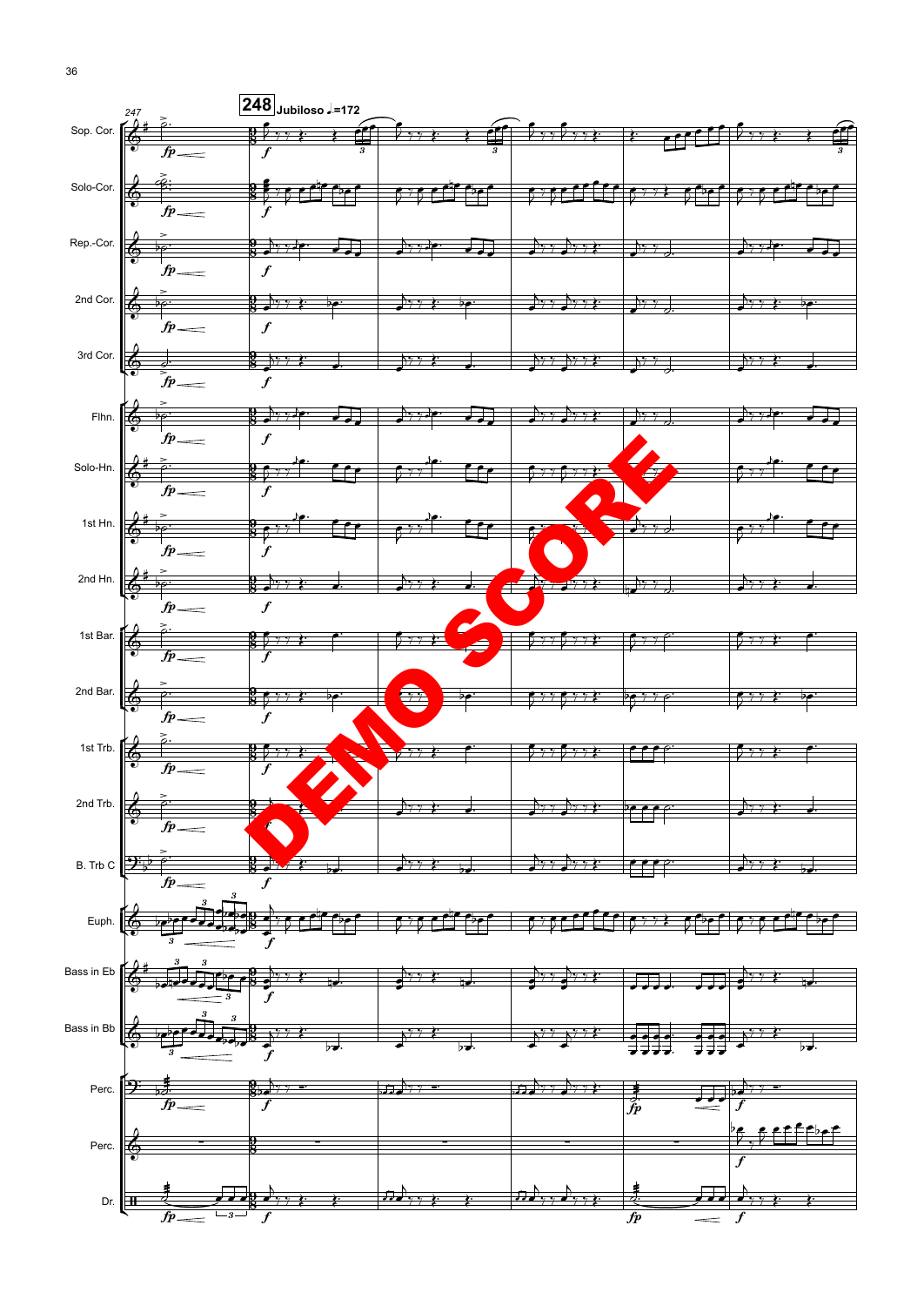247

**248** Jubiloso ♩=172

Sop. Cor.

Solo-Cor.

Rep.-Cor.

2nd Cor.

3rd Cor.

Flhn.

Solo-Hn.

1st Hn.

2nd Hn.

1st Bar.

2nd Bar.

1st Trb.

2nd Trb.

B. Trb C

Euph.

Bass in Eb

Bass in Bb

Perc.

Perc.

Dr.

DEMO SCORE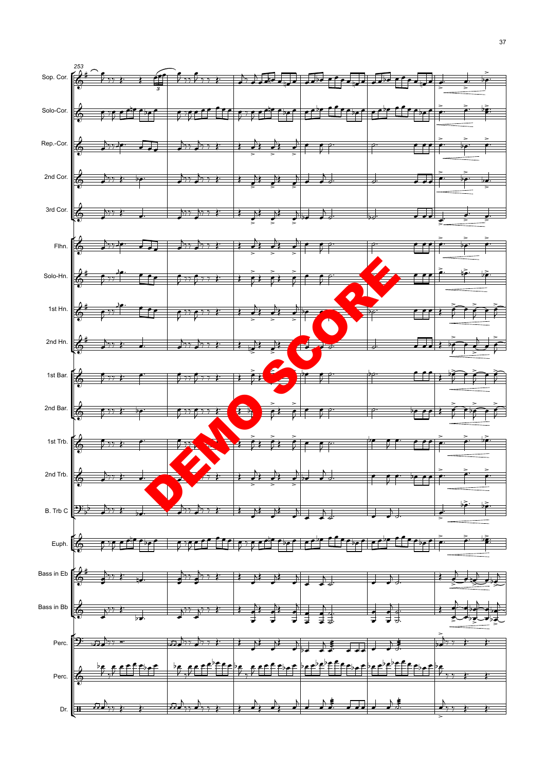253

Sop. Cor.

Solo-Cor.

Rep.-Cor.

2nd Cor.

3rd Cor.

Flhn.

Solo-Hn.

1st Hn.

2nd Hn.

1st Bar.

2nd Bar.

1st Trb.

2nd Trb.

B. Trb C

Euph.

Bass in Eb

Bass in Bb

Perc.

Perc.

Dr.

DEMO SCORE